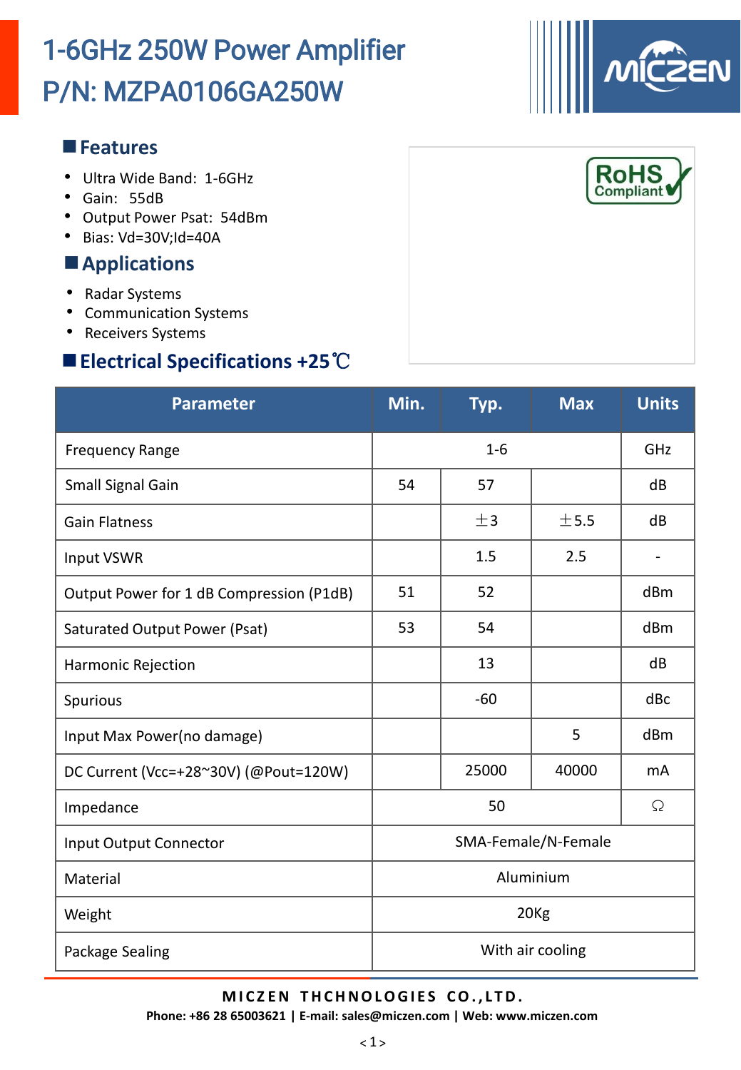# 1-6GHz 250W Power Amplifier
# P/N: MZPA0106GA250W

## Features

- Ultra Wide Band: 1-6GHz
- Gain: 55dB
- Output Power Psat: 54dBm
- Bias: Vd=30V;Id=40A

## Applications

- Radar Systems
- Communication Systems
- Receivers Systems

## Electrical Specifications +25℃

| Parameter | Min. | Typ. | Max | Units |
|---|---|---|---|---|
| Frequency Range | | 1-6 | | GHz |
| Small Signal Gain | 54 | 57 | | dB |
| Gain Flatness | | ±3 | ±5.5 | dB |
| Input VSWR | | 1.5 | 2.5 | - |
| Output Power for 1 dB Compression (P1dB) | 51 | 52 | | dBm |
| Saturated Output Power (Psat) | 53 | 54 | | dBm |
| Harmonic Rejection | | 13 | | dB |
| Spurious | | -60 | | dBc |
| Input Max Power(no damage) | | | 5 | dBm |
| DC Current (Vcc=+28~30V) (@Pout=120W) | | 25000 | 40000 | mA |
| Impedance | | 50 | | Ω |
| Input Output Connector | SMA-Female/N-Female | | | |
| Material | Aluminium | | | |
| Weight | 20Kg | | | |
| Package Sealing | With air cooling | | | |

**MICZEN THCHNOLOGIES CO.,LTD.**

**Phone: +86 28 65003621 | E-mail: sales@miczen.com | Web: www.miczen.com**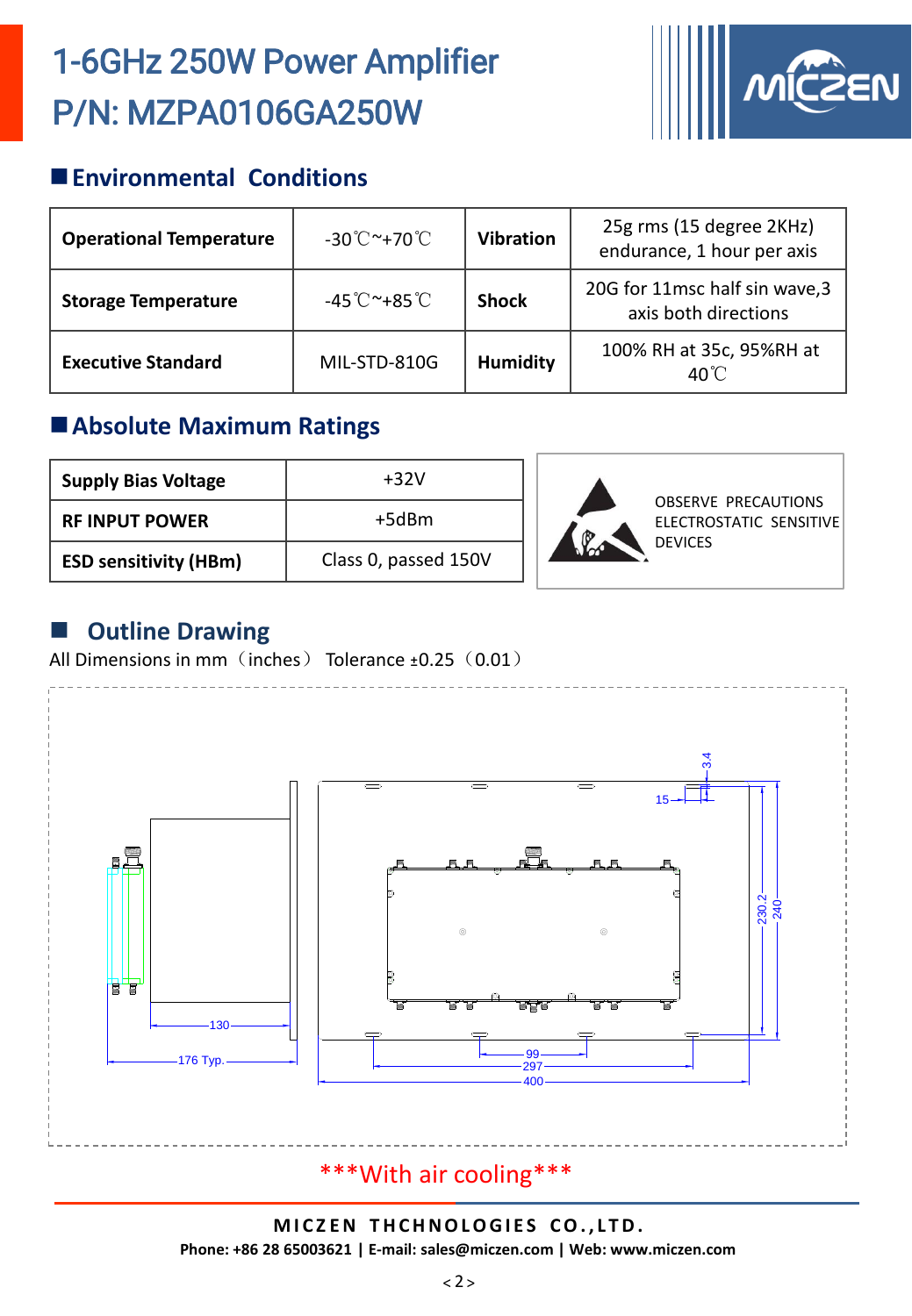# 1-6GHz 250W Power Amplifier
# P/N: MZPA0106GA250W

## Environmental Conditions

| | | | |
|---|---|---|---|
| **Operational Temperature** | -30℃~+70℃ | **Vibration** | 25g rms (15 degree 2KHz) endurance, 1 hour per axis |
| **Storage Temperature** | -45℃~+85℃ | **Shock** | 20G for 11msc half sin wave,3 axis both directions |
| **Executive Standard** | MIL-STD-810G | **Humidity** | 100% RH at 35c, 95%RH at 40℃ |

## Absolute Maximum Ratings

| | |
|---|---|
| **Supply Bias Voltage** | +32V |
| **RF INPUT POWER** | +5dBm |
| **ESD sensitivity (HBm)** | Class 0, passed 150V |

OBSERVE PRECAUTIONS ELECTROSTATIC SENSITIVE DEVICES

## Outline Drawing

All Dimensions in mm（inches） Tolerance ±0.25（0.01）

3.4
15
230.2
240
130
176 Typ.
99
297
400

***With air cooling***

**MICZEN THCHNOLOGIES CO.,LTD.**
**Phone: +86 28 65003621 | E-mail: sales@miczen.com | Web: www.miczen.com**